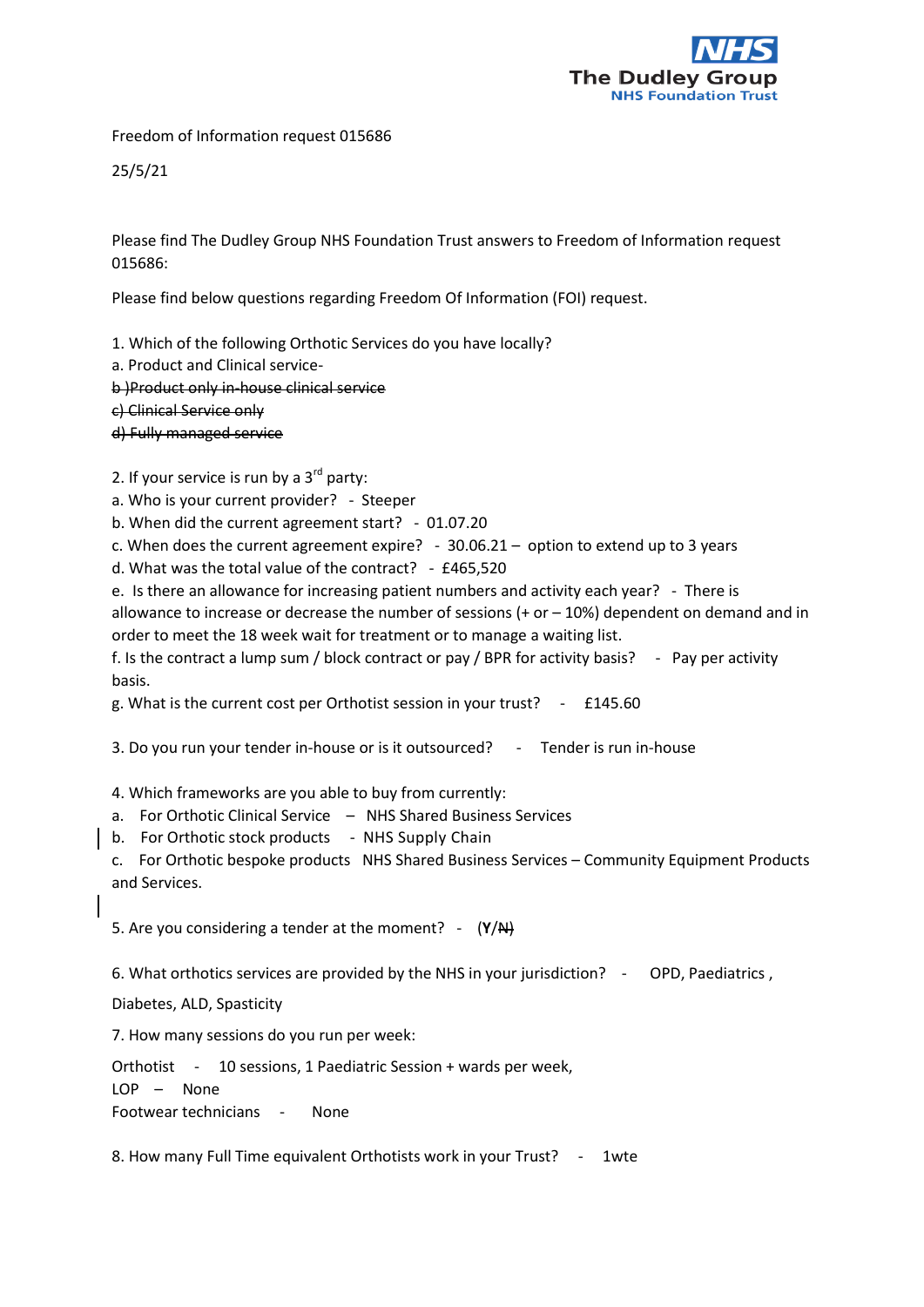The Dudley Group
NHS Foundation Trust

Freedom of Information request 015686

25/5/21

Please find The Dudley Group NHS Foundation Trust answers to Freedom of Information request 015686:

Please find below questions regarding Freedom Of Information (FOI) request.

1. Which of the following Orthotic Services do you have locally?
a. Product and Clinical service-
~~b )Product only in-house clinical service~~
~~c) Clinical Service only~~
~~d) Fully managed service~~

2. If your service is run by a 3rd party:
a. Who is your current provider? - Steeper
b. When did the current agreement start? - 01.07.20
c. When does the current agreement expire? - 30.06.21 – option to extend up to 3 years
d. What was the total value of the contract? - £465,520
e. Is there an allowance for increasing patient numbers and activity each year? - There is allowance to increase or decrease the number of sessions (+ or – 10%) dependent on demand and in order to meet the 18 week wait for treatment or to manage a waiting list.
f. Is the contract a lump sum / block contract or pay / BPR for activity basis? - Pay per activity basis.
g. What is the current cost per Orthotist session in your trust? - £145.60

3. Do you run your tender in-house or is it outsourced? - Tender is run in-house

4. Which frameworks are you able to buy from currently:
a. For Orthotic Clinical Service – NHS Shared Business Services
b. For Orthotic stock products - NHS Supply Chain
c. For Orthotic bespoke products NHS Shared Business Services – Community Equipment Products and Services.

5. Are you considering a tender at the moment? - (**Y**/~~N)~~

6. What orthotics services are provided by the NHS in your jurisdiction? - OPD, Paediatrics , Diabetes, ALD, Spasticity

7. How many sessions do you run per week:

Orthotist - 10 sessions, 1 Paediatric Session + wards per week,
LOP – None
Footwear technicians - None

8. How many Full Time equivalent Orthotists work in your Trust? - 1wte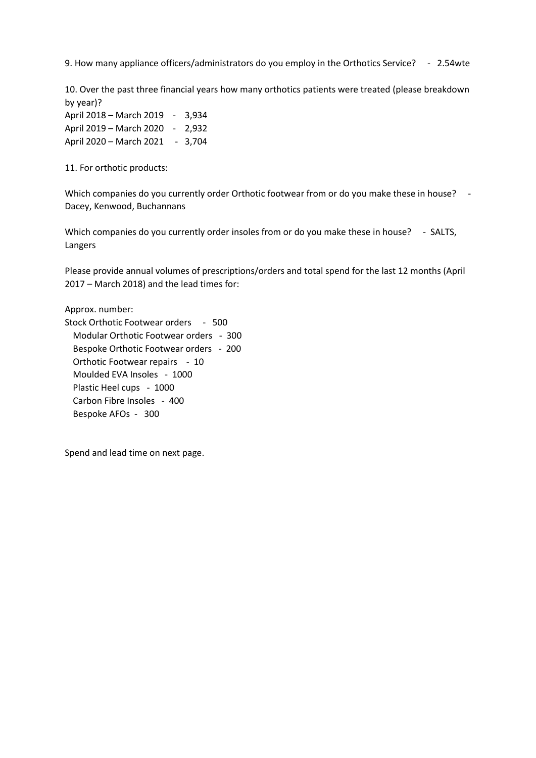9. How many appliance officers/administrators do you employ in the Orthotics Service? - 2.54wte

10. Over the past three financial years how many orthotics patients were treated (please breakdown by year)?

April 2018 – March 2019 - 3,934
April 2019 – March 2020 - 2,932
April 2020 – March 2021 - 3,704

11. For orthotic products:

Which companies do you currently order Orthotic footwear from or do you make these in house? - Dacey, Kenwood, Buchannans

Which companies do you currently order insoles from or do you make these in house? - SALTS, Langers

Please provide annual volumes of prescriptions/orders and total spend for the last 12 months (April 2017 – March 2018) and the lead times for:

Approx. number:
Stock Orthotic Footwear orders - 500
Modular Orthotic Footwear orders - 300
Bespoke Orthotic Footwear orders - 200
Orthotic Footwear repairs - 10
Moulded EVA Insoles - 1000
Plastic Heel cups - 1000
Carbon Fibre Insoles - 400
Bespoke AFOs - 300

Spend and lead time on next page.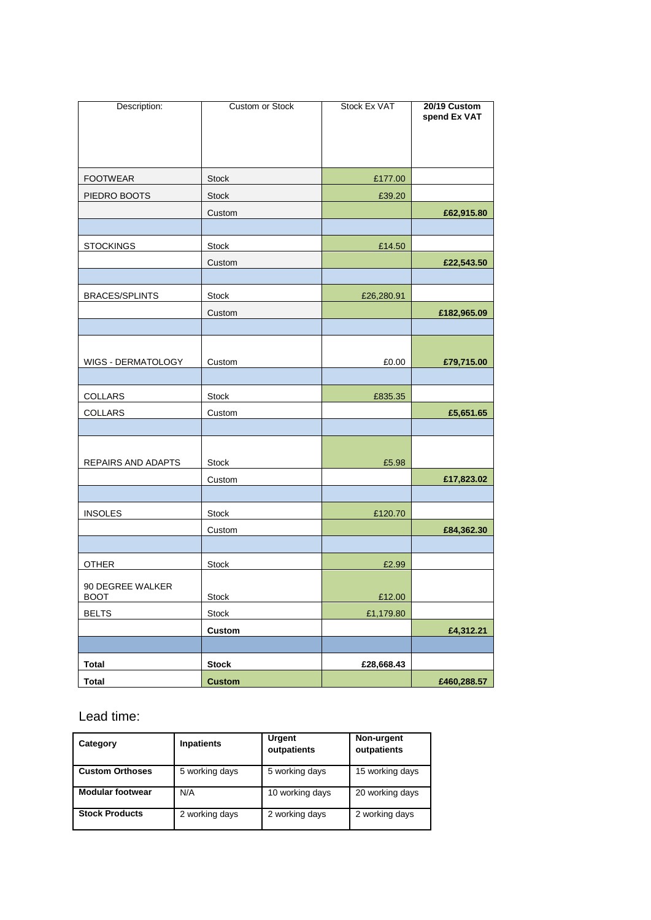| Description: | Custom or Stock | Stock Ex VAT | **20/19 Custom spend Ex VAT** |
|---|---|---|---|
| FOOTWEAR | Stock | £177.00 | |
| PIEDRO BOOTS | Stock | £39.20 | |
| | Custom | | **£62,915.80** |
| | | | |
| STOCKINGS | Stock | £14.50 | |
| | Custom | | **£22,543.50** |
| | | | |
| BRACES/SPLINTS | Stock | £26,280.91 | |
| | Custom | | **£182,965.09** |
| | | | |
| WIGS - DERMATOLOGY | Custom | £0.00 | **£79,715.00** |
| | | | |
| COLLARS | Stock | £835.35 | |
| COLLARS | Custom | | **£5,651.65** |
| | | | |
| REPAIRS AND ADAPTS | Stock | £5.98 | |
| | Custom | | **£17,823.02** |
| | | | |
| INSOLES | Stock | £120.70 | |
| | Custom | | **£84,362.30** |
| | | | |
| OTHER | Stock | £2.99 | |
| 90 DEGREE WALKER BOOT | Stock | £12.00 | |
| BELTS | Stock | £1,179.80 | |
| | **Custom** | | **£4,312.21** |
| | | | |
| **Total** | **Stock** | **£28,668.43** | |
| **Total** | **Custom** | | **£460,288.57** |

## Lead time:

| Category | Inpatients | Urgent outpatients | Non-urgent outpatients |
|---|---|---|---|
| **Custom Orthoses** | 5 working days | 5 working days | 15 working days |
| **Modular footwear** | N/A | 10 working days | 20 working days |
| **Stock Products** | 2 working days | 2 working days | 2 working days |